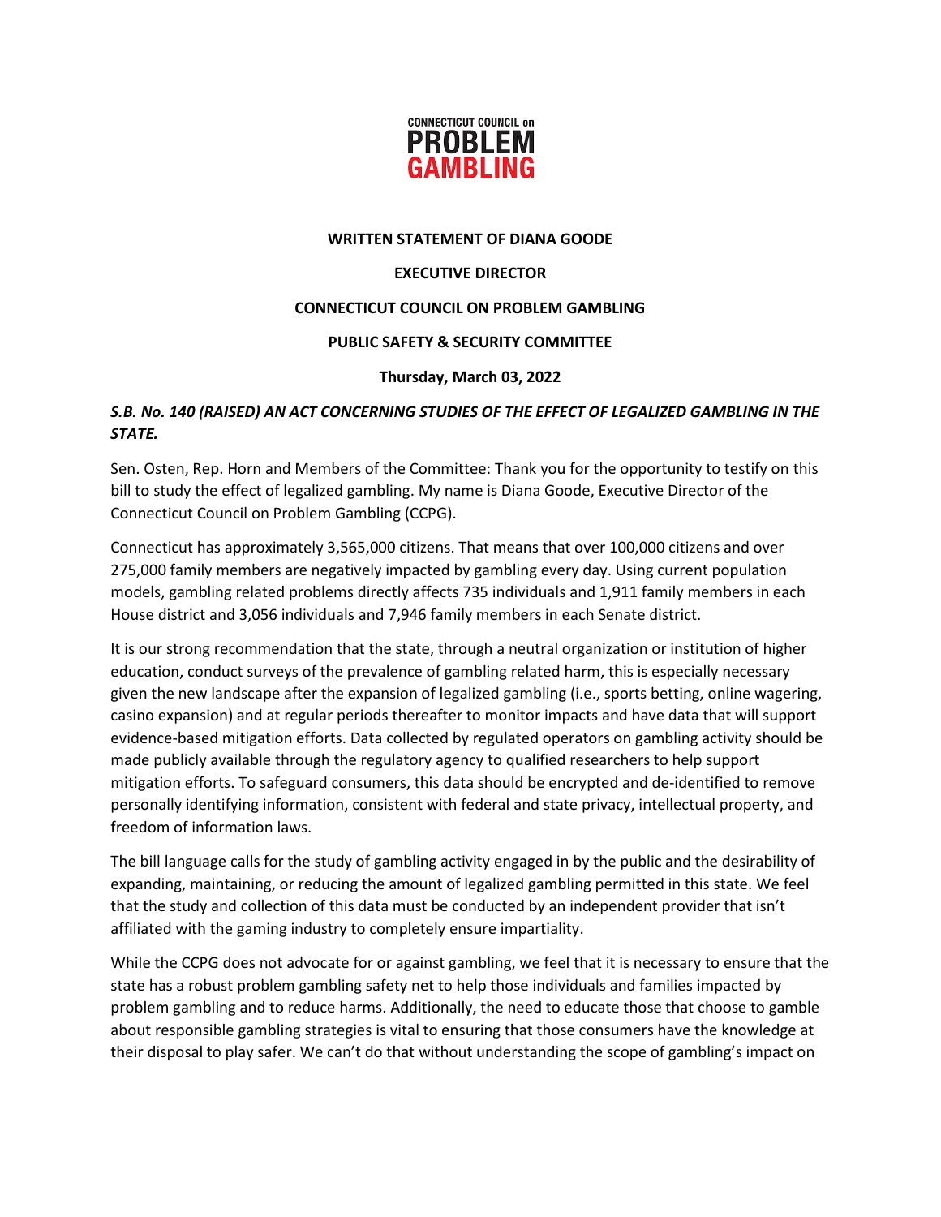CONNECTICUT COUNCIL on PROBLEM GAMBLING

**WRITTEN STATEMENT OF DIANA GOODE**

**EXECUTIVE DIRECTOR**

**CONNECTICUT COUNCIL ON PROBLEM GAMBLING**

**PUBLIC SAFETY & SECURITY COMMITTEE**

**Thursday, March 03, 2022**

***S.B. No. 140 (RAISED) AN ACT CONCERNING STUDIES OF THE EFFECT OF LEGALIZED GAMBLING IN THE STATE.***

Sen. Osten, Rep. Horn and Members of the Committee: Thank you for the opportunity to testify on this bill to study the effect of legalized gambling. My name is Diana Goode, Executive Director of the Connecticut Council on Problem Gambling (CCPG).

Connecticut has approximately 3,565,000 citizens. That means that over 100,000 citizens and over 275,000 family members are negatively impacted by gambling every day. Using current population models, gambling related problems directly affects 735 individuals and 1,911 family members in each House district and 3,056 individuals and 7,946 family members in each Senate district.

It is our strong recommendation that the state, through a neutral organization or institution of higher education, conduct surveys of the prevalence of gambling related harm, this is especially necessary given the new landscape after the expansion of legalized gambling (i.e., sports betting, online wagering, casino expansion) and at regular periods thereafter to monitor impacts and have data that will support evidence-based mitigation efforts. Data collected by regulated operators on gambling activity should be made publicly available through the regulatory agency to qualified researchers to help support mitigation efforts. To safeguard consumers, this data should be encrypted and de-identified to remove personally identifying information, consistent with federal and state privacy, intellectual property, and freedom of information laws.

The bill language calls for the study of gambling activity engaged in by the public and the desirability of expanding, maintaining, or reducing the amount of legalized gambling permitted in this state. We feel that the study and collection of this data must be conducted by an independent provider that isn't affiliated with the gaming industry to completely ensure impartiality.

While the CCPG does not advocate for or against gambling, we feel that it is necessary to ensure that the state has a robust problem gambling safety net to help those individuals and families impacted by problem gambling and to reduce harms. Additionally, the need to educate those that choose to gamble about responsible gambling strategies is vital to ensuring that those consumers have the knowledge at their disposal to play safer. We can't do that without understanding the scope of gambling's impact on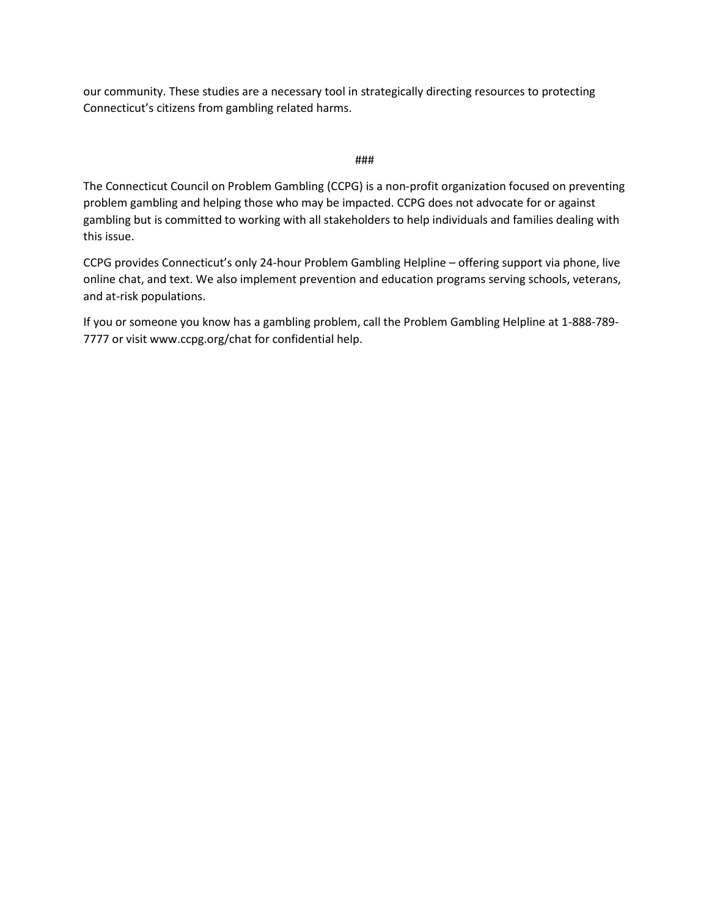our community. These studies are a necessary tool in strategically directing resources to protecting Connecticut's citizens from gambling related harms.

###

The Connecticut Council on Problem Gambling (CCPG) is a non-profit organization focused on preventing problem gambling and helping those who may be impacted. CCPG does not advocate for or against gambling but is committed to working with all stakeholders to help individuals and families dealing with this issue.

CCPG provides Connecticut's only 24-hour Problem Gambling Helpline – offering support via phone, live online chat, and text. We also implement prevention and education programs serving schools, veterans, and at-risk populations.

If you or someone you know has a gambling problem, call the Problem Gambling Helpline at 1-888-789-7777 or visit www.ccpg.org/chat for confidential help.